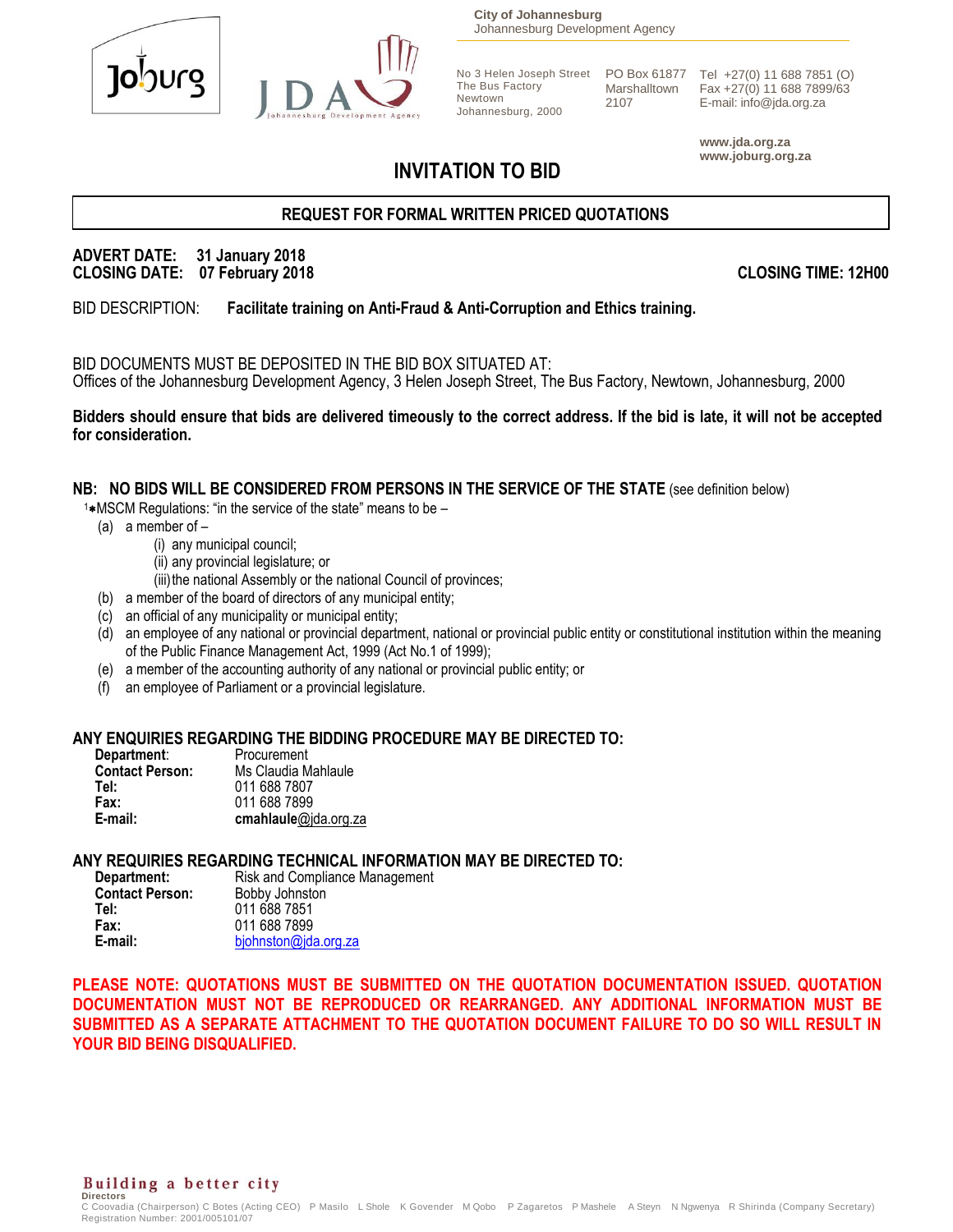City of Johannesburg
Johannesburg Development Agency

No 3 Helen Joseph Street
The Bus Factory
Newtown
Johannesburg, 2000

PO Box 61877
Marshalltown
2107

Tel +27(0) 11 688 7851 (O)
Fax +27(0) 11 688 7899/63
E-mail: info@jda.org.za

www.jda.org.za
www.joburg.org.za

# INVITATION TO BID

## REQUEST FOR FORMAL WRITTEN PRICED QUOTATIONS

**ADVERT DATE: 31 January 2018**
**CLOSING DATE: 07 February 2018** **CLOSING TIME: 12H00**

BID DESCRIPTION: **Facilitate training on Anti-Fraud & Anti-Corruption and Ethics training.**

BID DOCUMENTS MUST BE DEPOSITED IN THE BID BOX SITUATED AT:
Offices of the Johannesburg Development Agency, 3 Helen Joseph Street, The Bus Factory, Newtown, Johannesburg, 2000

**Bidders should ensure that bids are delivered timeously to the correct address. If the bid is late, it will not be accepted for consideration.**

**NB: NO BIDS WILL BE CONSIDERED FROM PERSONS IN THE SERVICE OF THE STATE** (see definition below)

[1]*MSCM Regulations: "in the service of the state" means to be –

(a) a member of –
  - (i) any municipal council;
  - (ii) any provincial legislature; or
  - (iii) the national Assembly or the national Council of provinces;

(b) a member of the board of directors of any municipal entity;
(c) an official of any municipality or municipal entity;
(d) an employee of any national or provincial department, national or provincial public entity or constitutional institution within the meaning of the Public Finance Management Act, 1999 (Act No.1 of 1999);
(e) a member of the accounting authority of any national or provincial public entity; or
(f) an employee of Parliament or a provincial legislature.

**ANY ENQUIRIES REGARDING THE BIDDING PROCEDURE MAY BE DIRECTED TO:**

| | |
|---|---|
| **Department**: | Procurement |
| **Contact Person:** | Ms Claudia Mahlaule |
| **Tel:** | 011 688 7807 |
| **Fax:** | 011 688 7899 |
| **E-mail:** | **cmahlaule**@jda.org.za |

**ANY REQUIRIES REGARDING TECHNICAL INFORMATION MAY BE DIRECTED TO:**

| | |
|---|---|
| **Department:** | Risk and Compliance Management |
| **Contact Person:** | Bobby Johnston |
| **Tel:** | 011 688 7851 |
| **Fax:** | 011 688 7899 |
| **E-mail:** | bjohnston@jda.org.za |

**PLEASE NOTE: QUOTATIONS MUST BE SUBMITTED ON THE QUOTATION DOCUMENTATION ISSUED. QUOTATION DOCUMENTATION MUST NOT BE REPRODUCED OR REARRANGED. ANY ADDITIONAL INFORMATION MUST BE SUBMITTED AS A SEPARATE ATTACHMENT TO THE QUOTATION DOCUMENT FAILURE TO DO SO WILL RESULT IN YOUR BID BEING DISQUALIFIED.**

Building a better city
Directors
C Coovadia (Chairperson) C Botes (Acting CEO) P Masilo L Shole K Govender M Qobo P Zagaretos P Mashele A Steyn N Ngwenya R Shirinda (Company Secretary)
Registration Number: 2001/005101/07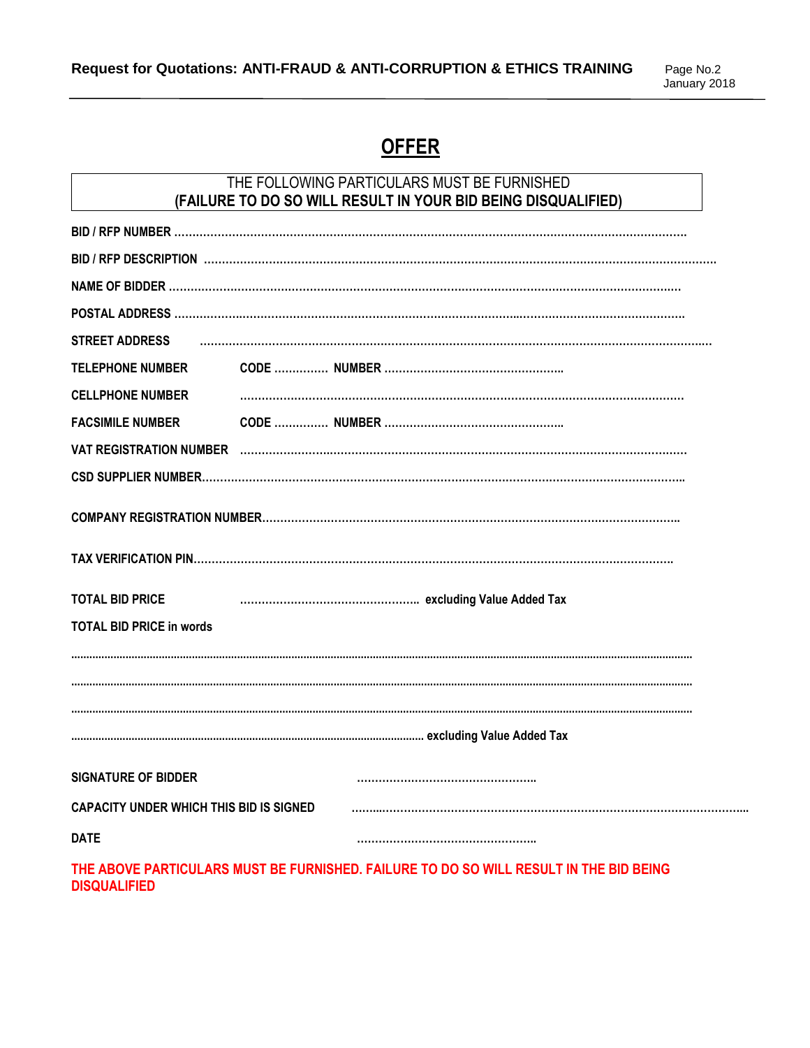# OFFER

THE FOLLOWING PARTICULARS MUST BE FURNISHED
**(FAILURE TO DO SO WILL RESULT IN YOUR BID BEING DISQUALIFIED)**

**BID / RFP NUMBER** ……………………………………………………………………………………………………………

**BID / RFP DESCRIPTION** ……………………………………………………………………………………………………

**NAME OF BIDDER** ……………………………………………………………………………………………………………

**POSTAL ADDRESS** ……………………………………………………………………………………………………………

**STREET ADDRESS** ……………………………………………………………………………………………………………

**TELEPHONE NUMBER** **CODE** …………… **NUMBER** ……………………………………………

**CELLPHONE NUMBER** ……………………………………………………………………………………………

**FACSIMILE NUMBER** **CODE** …………… **NUMBER** ……………………………………………

**VAT REGISTRATION NUMBER** ……………………………………………………………………………………

**CSD SUPPLIER NUMBER**………………………………………………………………………………………………

**COMPANY REGISTRATION NUMBER**…………………………………………………………………………………

**TAX VERIFICATION PIN**………………………………………………………………………………………………

**TOTAL BID PRICE** …………………………………………… **excluding Value Added Tax**

**TOTAL BID PRICE in words**

……………………………………………………………………………………………………………………………………

……………………………………………………………………………………………………………………………………

……………………………………………………………………………………………………………………………………

…………………………………………………………………………………………… **excluding Value Added Tax**

**SIGNATURE OF BIDDER** ……………………………………………

**CAPACITY UNDER WHICH THIS BID IS SIGNED** ……………………………………………………………………………

**DATE** ……………………………………………

**THE ABOVE PARTICULARS MUST BE FURNISHED. FAILURE TO DO SO WILL RESULT IN THE BID BEING DISQUALIFIED**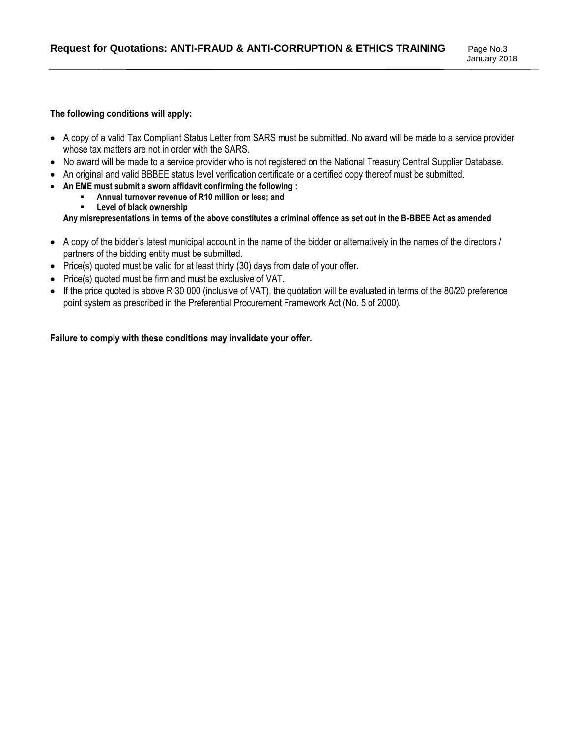**The following conditions will apply:**

- A copy of a valid Tax Compliant Status Letter from SARS must be submitted. No award will be made to a service provider whose tax matters are not in order with the SARS.
- No award will be made to a service provider who is not registered on the National Treasury Central Supplier Database.
- An original and valid BBBEE status level verification certificate or a certified copy thereof must be submitted.
- **An EME must submit a sworn affidavit confirming the following :**
  - **Annual turnover revenue of R10 million or less; and**
  - **Level of black ownership**

  **Any misrepresentations in terms of the above constitutes a criminal offence as set out in the B-BBEE Act as amended**

- A copy of the bidder's latest municipal account in the name of the bidder or alternatively in the names of the directors / partners of the bidding entity must be submitted.
- Price(s) quoted must be valid for at least thirty (30) days from date of your offer.
- Price(s) quoted must be firm and must be exclusive of VAT.
- If the price quoted is above R 30 000 (inclusive of VAT), the quotation will be evaluated in terms of the 80/20 preference point system as prescribed in the Preferential Procurement Framework Act (No. 5 of 2000).

**Failure to comply with these conditions may invalidate your offer.**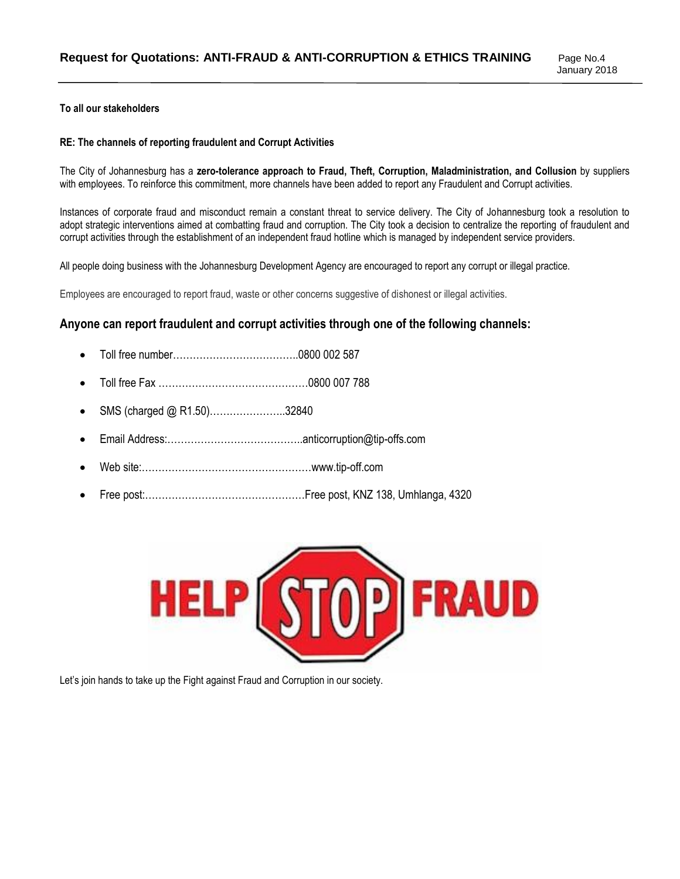**To all our stakeholders**

**RE: The channels of reporting fraudulent and Corrupt Activities**

The City of Johannesburg has a **zero-tolerance approach to Fraud, Theft, Corruption, Maladministration, and Collusion** by suppliers with employees. To reinforce this commitment, more channels have been added to report any Fraudulent and Corrupt activities.

Instances of corporate fraud and misconduct remain a constant threat to service delivery. The City of Johannesburg took a resolution to adopt strategic interventions aimed at combatting fraud and corruption. The City took a decision to centralize the reporting of fraudulent and corrupt activities through the establishment of an independent fraud hotline which is managed by independent service providers.

All people doing business with the Johannesburg Development Agency are encouraged to report any corrupt or illegal practice.

Employees are encouraged to report fraud, waste or other concerns suggestive of dishonest or illegal activities.

## Anyone can report fraudulent and corrupt activities through one of the following channels:

- Toll free number……………………………….0800 002 587
- Toll free Fax ………………………………………0800 007 788
- SMS (charged @ R1.50)…………………..32840
- Email Address:…………………………………..anticorruption@tip-offs.com
- Web site:……………………………………………www.tip-off.com
- Free post:…………………………………………Free post, KNZ 138, Umhlanga, 4320

HELP STOP FRAUD

Let's join hands to take up the Fight against Fraud and Corruption in our society.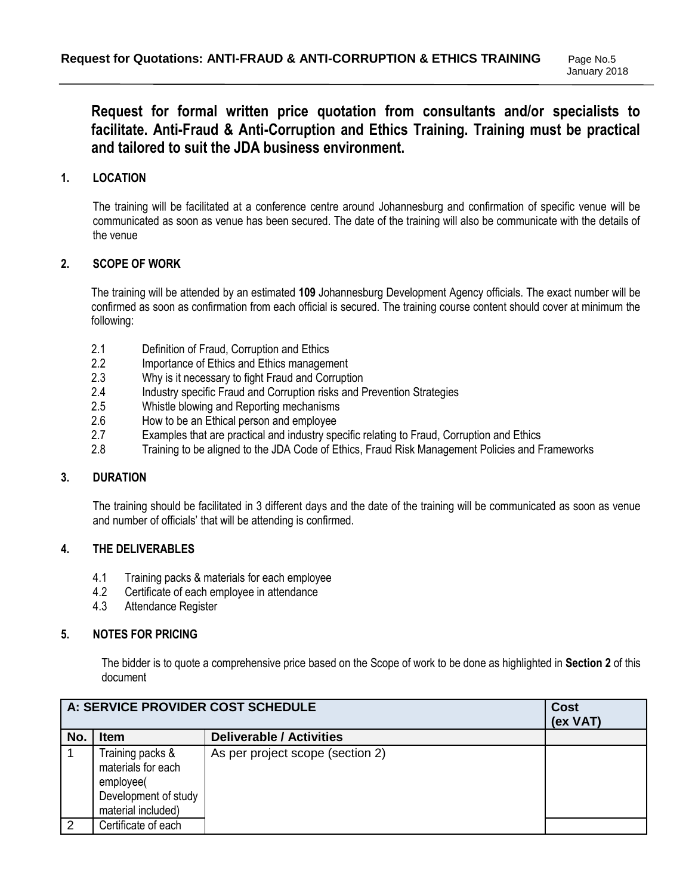**Request for formal written price quotation from consultants and/or specialists to facilitate. Anti-Fraud & Anti-Corruption and Ethics Training. Training must be practical and tailored to suit the JDA business environment.**

## 1. LOCATION

The training will be facilitated at a conference centre around Johannesburg and confirmation of specific venue will be communicated as soon as venue has been secured. The date of the training will also be communicate with the details of the venue

## 2. SCOPE OF WORK

The training will be attended by an estimated **109** Johannesburg Development Agency officials. The exact number will be confirmed as soon as confirmation from each official is secured. The training course content should cover at minimum the following:

- 2.1 Definition of Fraud, Corruption and Ethics
- 2.2 Importance of Ethics and Ethics management
- 2.3 Why is it necessary to fight Fraud and Corruption
- 2.4 Industry specific Fraud and Corruption risks and Prevention Strategies
- 2.5 Whistle blowing and Reporting mechanisms
- 2.6 How to be an Ethical person and employee
- 2.7 Examples that are practical and industry specific relating to Fraud, Corruption and Ethics
- 2.8 Training to be aligned to the JDA Code of Ethics, Fraud Risk Management Policies and Frameworks

## 3. DURATION

The training should be facilitated in 3 different days and the date of the training will be communicated as soon as venue and number of officials' that will be attending is confirmed.

## 4. THE DELIVERABLES

- 4.1 Training packs & materials for each employee
- 4.2 Certificate of each employee in attendance
- 4.3 Attendance Register

## 5. NOTES FOR PRICING

The bidder is to quote a comprehensive price based on the Scope of work to be done as highlighted in **Section 2** of this document

| A: SERVICE PROVIDER COST SCHEDULE | | | Cost (ex VAT) |
|---|---|---|---|
| **No.** | **Item** | **Deliverable / Activities** | |
| 1 | Training packs & materials for each employee( Development of study material included) | As per project scope (section 2) | |
| 2 | Certificate of each | | |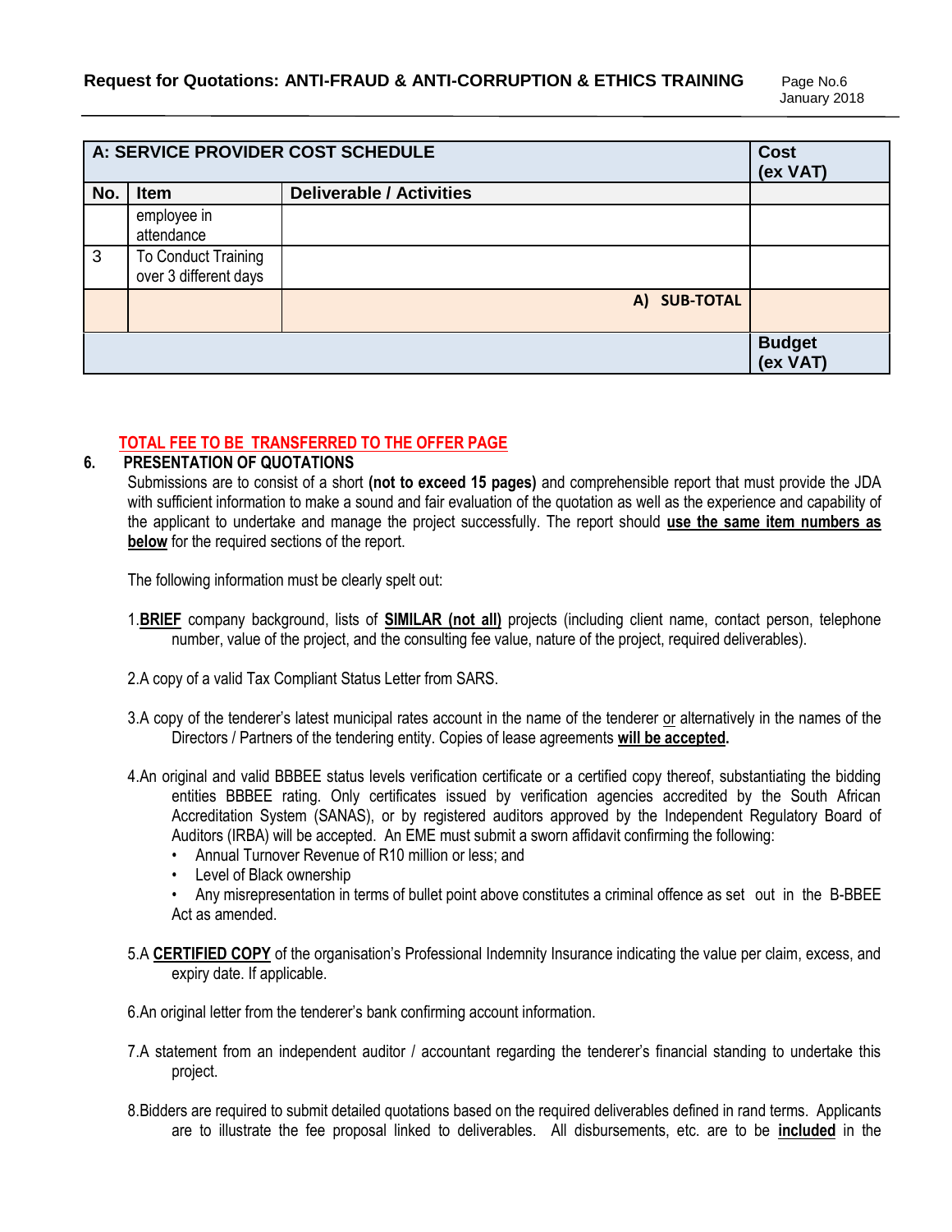| A: SERVICE PROVIDER COST SCHEDULE | | | Cost (ex VAT) |
|---|---|---|---|
| **No.** | **Item** | **Deliverable / Activities** | |
| | employee in attendance | | |
| 3 | To Conduct Training over 3 different days | | |
| | | **A) SUB-TOTAL** | |
| | | | **Budget (ex VAT)** |

**TOTAL FEE TO BE TRANSFERRED TO THE OFFER PAGE**

**6. PRESENTATION OF QUOTATIONS**

Submissions are to consist of a short **(not to exceed 15 pages)** and comprehensible report that must provide the JDA with sufficient information to make a sound and fair evaluation of the quotation as well as the experience and capability of the applicant to undertake and manage the project successfully. The report should **use the same item numbers as below** for the required sections of the report.

The following information must be clearly spelt out:

1. **BRIEF** company background, lists of **SIMILAR (not all)** projects (including client name, contact person, telephone number, value of the project, and the consulting fee value, nature of the project, required deliverables).

2. A copy of a valid Tax Compliant Status Letter from SARS.

3. A copy of the tenderer's latest municipal rates account in the name of the tenderer or alternatively in the names of the Directors / Partners of the tendering entity. Copies of lease agreements **will be accepted.**

4. An original and valid BBBEE status levels verification certificate or a certified copy thereof, substantiating the bidding entities BBBEE rating. Only certificates issued by verification agencies accredited by the South African Accreditation System (SANAS), or by registered auditors approved by the Independent Regulatory Board of Auditors (IRBA) will be accepted. An EME must submit a sworn affidavit confirming the following:
   - Annual Turnover Revenue of R10 million or less; and
   - Level of Black ownership
   - Any misrepresentation in terms of bullet point above constitutes a criminal offence as set out in the B-BBEE Act as amended.

5. A **CERTIFIED COPY** of the organisation's Professional Indemnity Insurance indicating the value per claim, excess, and expiry date. If applicable.

6. An original letter from the tenderer's bank confirming account information.

7. A statement from an independent auditor / accountant regarding the tenderer's financial standing to undertake this project.

8. Bidders are required to submit detailed quotations based on the required deliverables defined in rand terms. Applicants are to illustrate the fee proposal linked to deliverables. All disbursements, etc. are to be **included** in the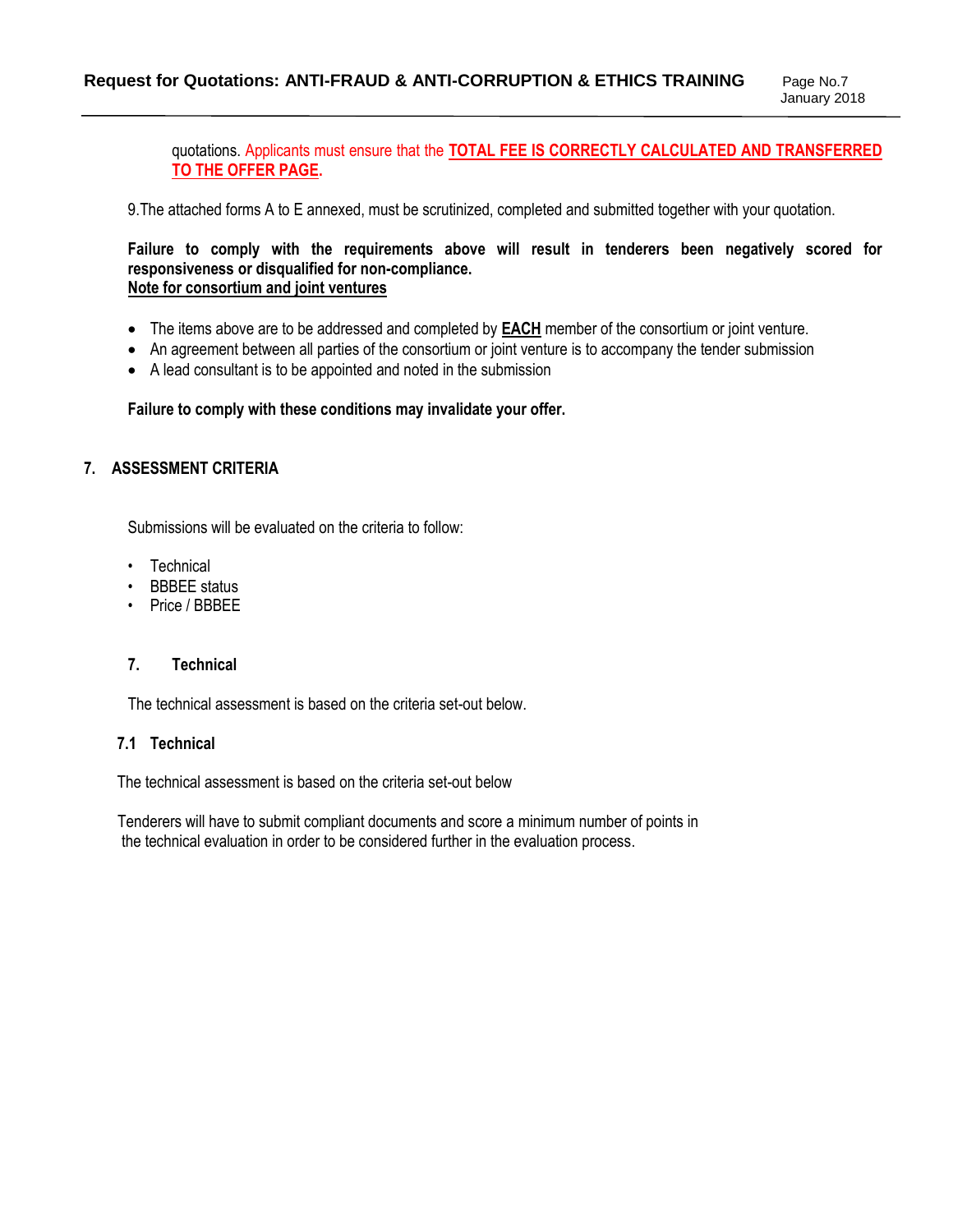quotations. Applicants must ensure that the **TOTAL FEE IS CORRECTLY CALCULATED AND TRANSFERRED TO THE OFFER PAGE**.

9.The attached forms A to E annexed, must be scrutinized, completed and submitted together with your quotation.

**Failure to comply with the requirements above will result in tenderers been negatively scored for responsiveness or disqualified for non-compliance.**

**Note for consortium and joint ventures**

- The items above are to be addressed and completed by **EACH** member of the consortium or joint venture.
- An agreement between all parties of the consortium or joint venture is to accompany the tender submission
- A lead consultant is to be appointed and noted in the submission

**Failure to comply with these conditions may invalidate your offer.**

## 7. ASSESSMENT CRITERIA

Submissions will be evaluated on the criteria to follow:

- Technical
- BBBEE status
- Price / BBBEE

### 7. Technical

The technical assessment is based on the criteria set-out below.

### 7.1 Technical

The technical assessment is based on the criteria set-out below

Tenderers will have to submit compliant documents and score a minimum number of points in the technical evaluation in order to be considered further in the evaluation process.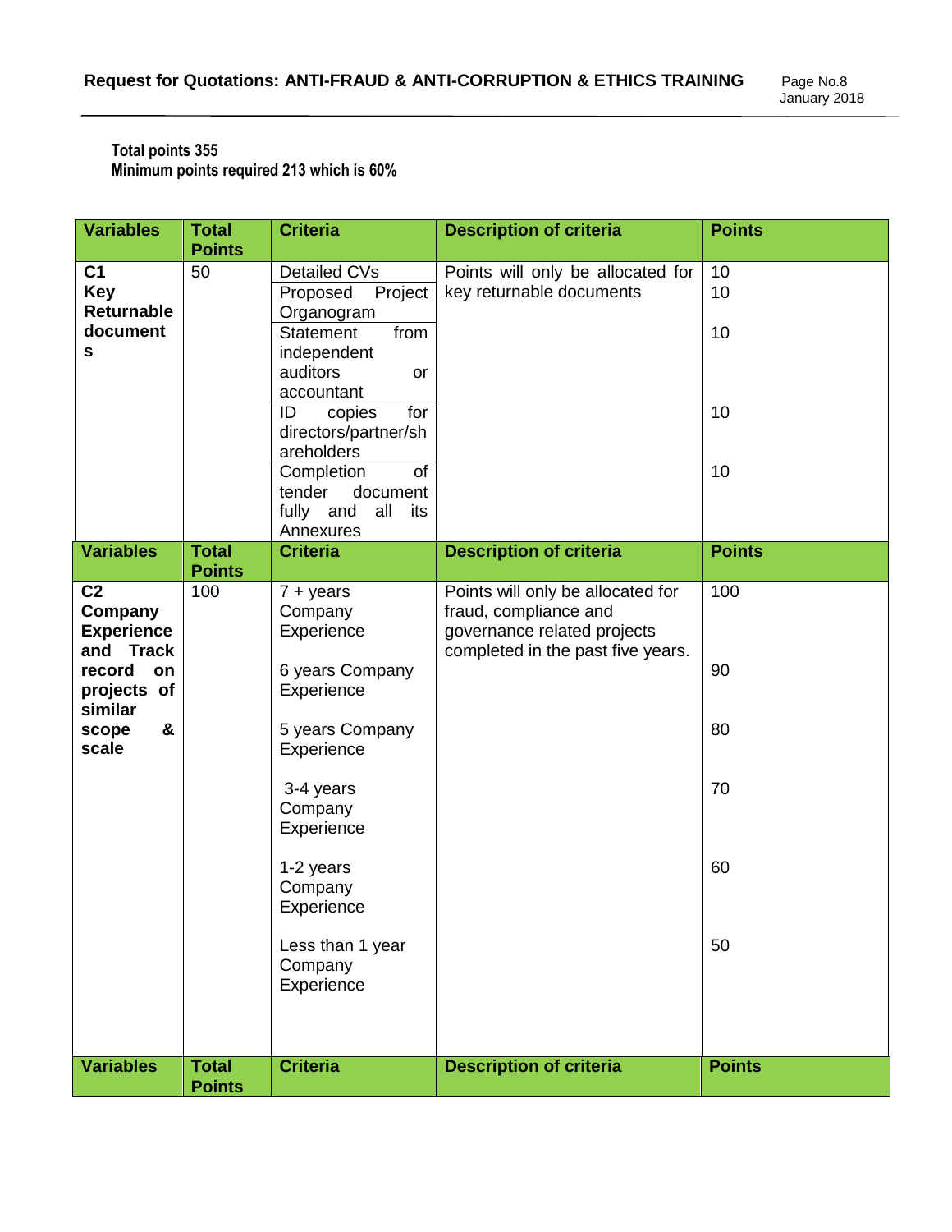**Total points 355**
**Minimum points required 213 which is 60%**

| Variables | Total Points | Criteria | Description of criteria | Points |
|---|---|---|---|---|
| **C1 Key Returnable documents** | 50 | Detailed CVs | Points will only be allocated for key returnable documents | 10 |
| | | Proposed Project Organogram | | 10 |
| | | Statement from independent auditors or accountant | | 10 |
| | | ID copies for directors/partner/shareholders | | 10 |
| | | Completion of tender document fully and all its Annexures | | 10 |
| **Variables** | **Total Points** | **Criteria** | **Description of criteria** | **Points** |
| **C2 Company Experience and Track record on projects of similar scope & scale** | 100 | 7 + years Company Experience | Points will only be allocated for fraud, compliance and governance related projects completed in the past five years. | 100 |
| | | 6 years Company Experience | | 90 |
| | | 5 years Company Experience | | 80 |
| | | 3-4 years Company Experience | | 70 |
| | | 1-2 years Company Experience | | 60 |
| | | Less than 1 year Company Experience | | 50 |
| **Variables** | **Total Points** | **Criteria** | **Description of criteria** | **Points** |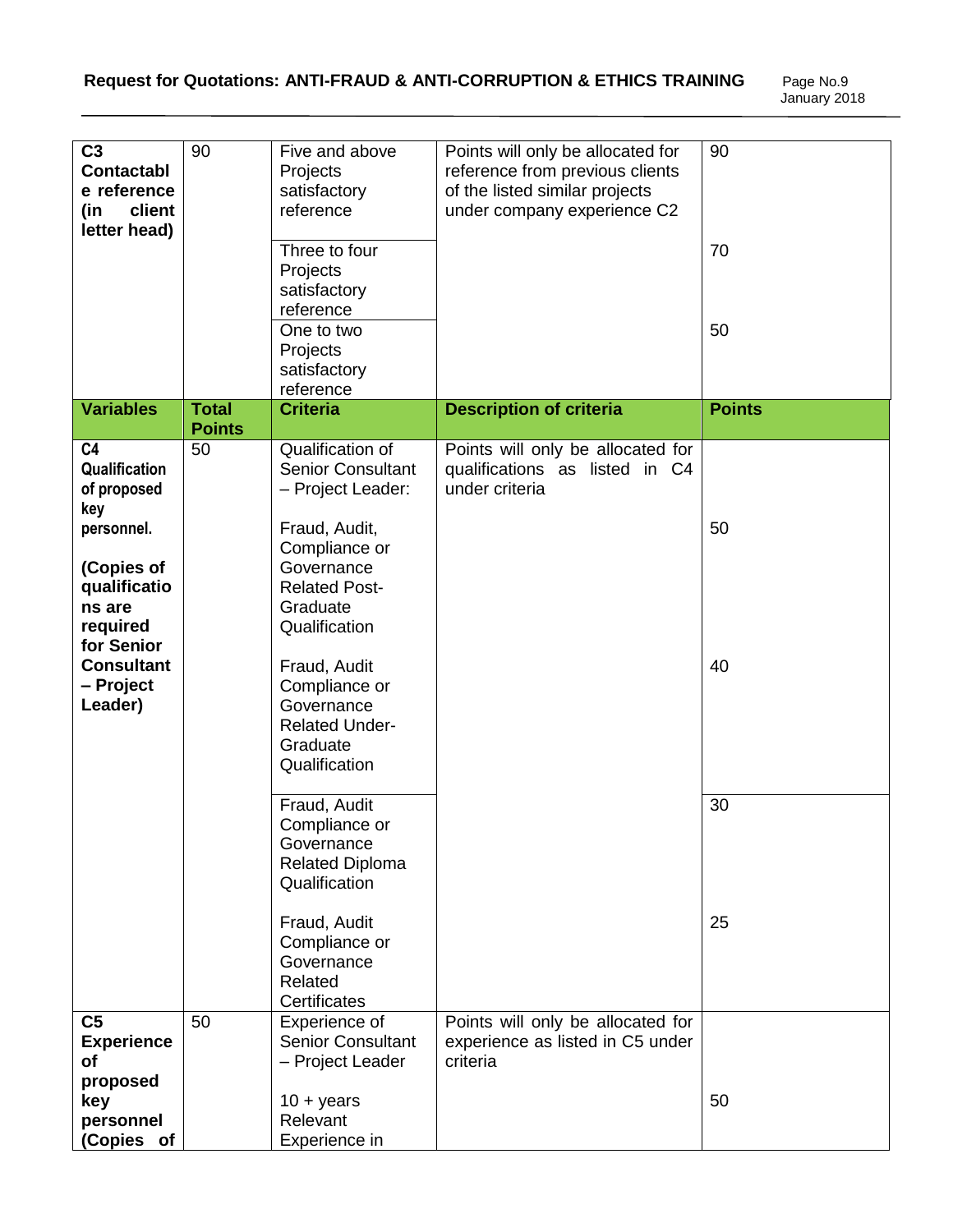| C3 Contactable reference (in client letter head) | 90 | Five and above Projects satisfactory reference | Points will only be allocated for reference from previous clients of the listed similar projects under company experience C2 | 90 |
|---|---|---|---|---|
| | | Three to four Projects satisfactory reference | | 70 |
| | | One to two Projects satisfactory reference | | 50 |
| **Variables** | **Total Points** | **Criteria** | **Description of criteria** | **Points** |
| **C4 Qualification of proposed key personnel.** **(Copies of qualifications are required for Senior Consultant – Project Leader)** | 50 | Qualification of Senior Consultant – Project Leader: | Points will only be allocated for qualifications as listed in C4 under criteria | |
| | | Fraud, Audit, Compliance or Governance Related Post-Graduate Qualification | | 50 |
| | | Fraud, Audit Compliance or Governance Related Under-Graduate Qualification | | 40 |
| | | Fraud, Audit Compliance or Governance Related Diploma Qualification | | 30 |
| | | Fraud, Audit Compliance or Governance Related Certificates | | 25 |
| **C5 Experience of proposed key personnel (Copies of** | 50 | Experience of Senior Consultant – Project Leader | Points will only be allocated for experience as listed in C5 under criteria | |
| | | 10 + years Relevant Experience in | | 50 |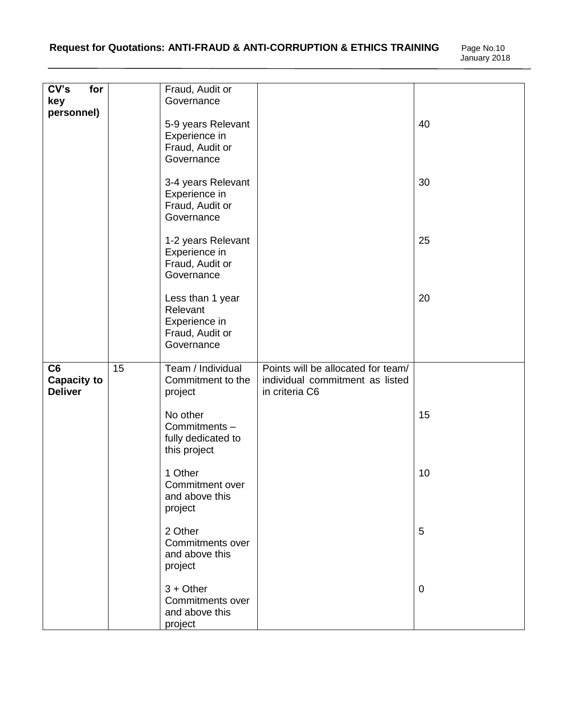| | | | | |
|---|---|---|---|---|
| CV's for key personnel) | | Fraud, Audit or Governance | | |
| | | 5-9 years Relevant Experience in Fraud, Audit or Governance | | 40 |
| | | 3-4 years Relevant Experience in Fraud, Audit or Governance | | 30 |
| | | 1-2 years Relevant Experience in Fraud, Audit or Governance | | 25 |
| | | Less than 1 year Relevant Experience in Fraud, Audit or Governance | | 20 |
| **C6 Capacity to Deliver** | 15 | Team / Individual Commitment to the project | Points will be allocated for team/ individual commitment as listed in criteria C6 | |
| | | No other Commitments – fully dedicated to this project | | 15 |
| | | 1 Other Commitment over and above this project | | 10 |
| | | 2 Other Commitments over and above this project | | 5 |
| | | 3 + Other Commitments over and above this project | | 0 |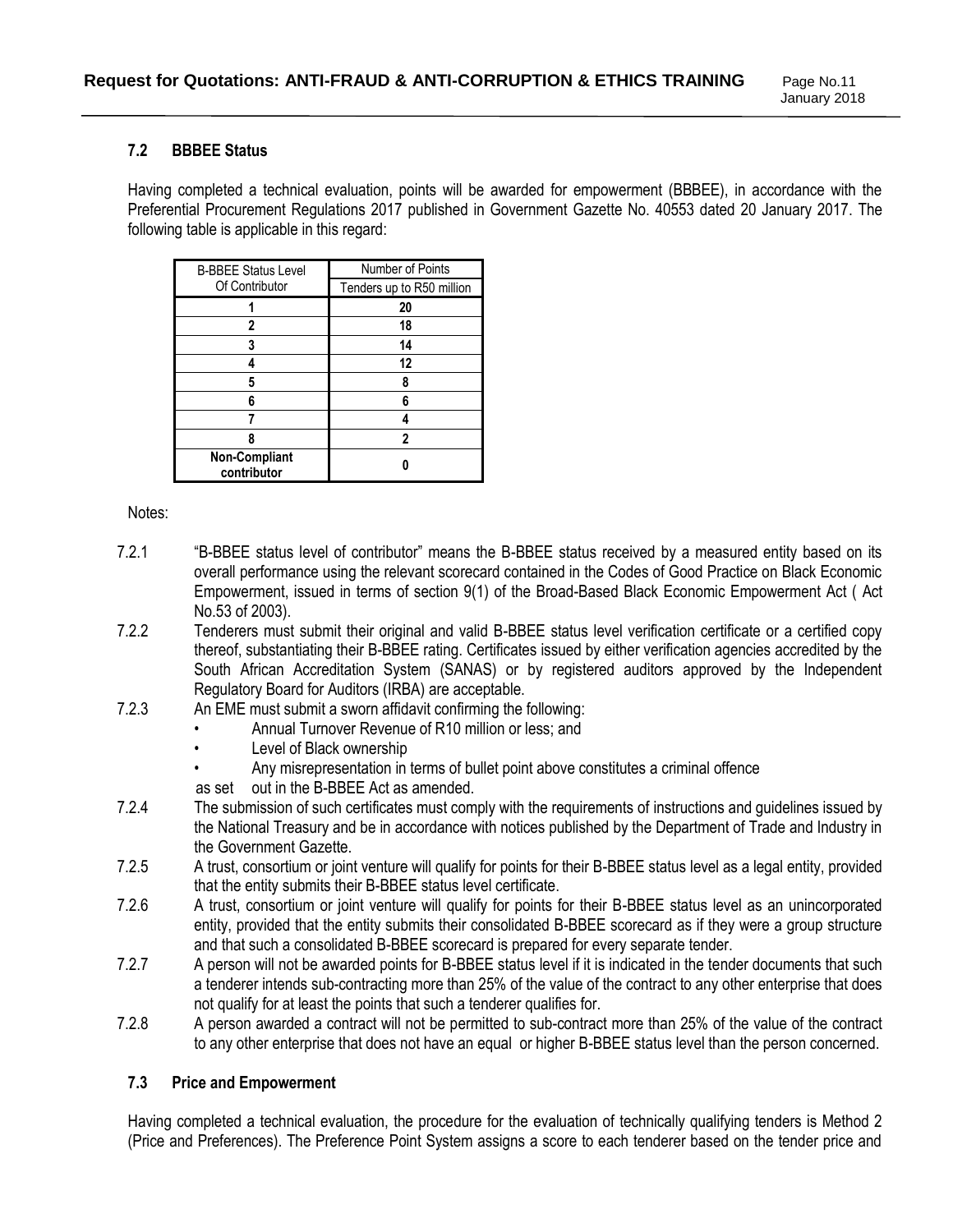### 7.2 BBBEE Status

Having completed a technical evaluation, points will be awarded for empowerment (BBBEE), in accordance with the Preferential Procurement Regulations 2017 published in Government Gazette No. 40553 dated 20 January 2017. The following table is applicable in this regard:

| B-BBEE Status Level Of Contributor | Number of Points |
|---|---|
| | Tenders up to R50 million |
| **1** | **20** |
| **2** | **18** |
| **3** | **14** |
| **4** | **12** |
| **5** | **8** |
| **6** | **6** |
| **7** | **4** |
| **8** | **2** |
| **Non-Compliant contributor** | **0** |

Notes:

7.2.1 "B-BBEE status level of contributor" means the B-BBEE status received by a measured entity based on its overall performance using the relevant scorecard contained in the Codes of Good Practice on Black Economic Empowerment, issued in terms of section 9(1) of the Broad-Based Black Economic Empowerment Act ( Act No.53 of 2003).

7.2.2 Tenderers must submit their original and valid B-BBEE status level verification certificate or a certified copy thereof, substantiating their B-BBEE rating. Certificates issued by either verification agencies accredited by the South African Accreditation System (SANAS) or by registered auditors approved by the Independent Regulatory Board for Auditors (IRBA) are acceptable.

7.2.3 An EME must submit a sworn affidavit confirming the following:

- Annual Turnover Revenue of R10 million or less; and
- Level of Black ownership
- Any misrepresentation in terms of bullet point above constitutes a criminal offence

as set out in the B-BBEE Act as amended.

7.2.4 The submission of such certificates must comply with the requirements of instructions and guidelines issued by the National Treasury and be in accordance with notices published by the Department of Trade and Industry in the Government Gazette.

7.2.5 A trust, consortium or joint venture will qualify for points for their B-BBEE status level as a legal entity, provided that the entity submits their B-BBEE status level certificate.

7.2.6 A trust, consortium or joint venture will qualify for points for their B-BBEE status level as an unincorporated entity, provided that the entity submits their consolidated B-BBEE scorecard as if they were a group structure and that such a consolidated B-BBEE scorecard is prepared for every separate tender.

7.2.7 A person will not be awarded points for B-BBEE status level if it is indicated in the tender documents that such a tenderer intends sub-contracting more than 25% of the value of the contract to any other enterprise that does not qualify for at least the points that such a tenderer qualifies for.

7.2.8 A person awarded a contract will not be permitted to sub-contract more than 25% of the value of the contract to any other enterprise that does not have an equal or higher B-BBEE status level than the person concerned.

### 7.3 Price and Empowerment

Having completed a technical evaluation, the procedure for the evaluation of technically qualifying tenders is Method 2 (Price and Preferences). The Preference Point System assigns a score to each tenderer based on the tender price and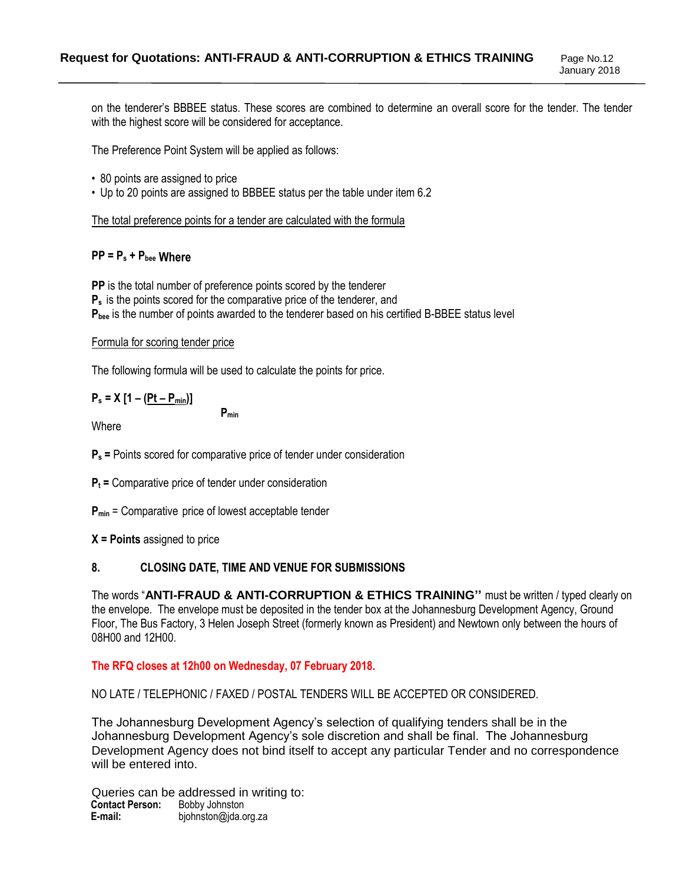on the tenderer's BBBEE status. These scores are combined to determine an overall score for the tender. The tender with the highest score will be considered for acceptance.

The Preference Point System will be applied as follows:

- 80 points are assigned to price
- Up to 20 points are assigned to BBBEE status per the table under item 6.2

The total preference points for a tender are calculated with the formula

**$PP = P_s + P_{bee}$ Where**

**PP** is the total number of preference points scored by the tenderer
**$P_s$** is the points scored for the comparative price of the tenderer, and
**$P_{bee}$** is the number of points awarded to the tenderer based on his certified B-BBEE status level

Formula for scoring tender price

The following formula will be used to calculate the points for price.

$$P_s = X \left[1 - \frac{(Pt - P_{min})}{P_{min}}\right]$$

Where

**$P_s$ =** Points scored for comparative price of tender under consideration

**$P_t$ =** Comparative price of tender under consideration

**$P_{min}$** = Comparative price of lowest acceptable tender

**X = Points** assigned to price

## 8. CLOSING DATE, TIME AND VENUE FOR SUBMISSIONS

The words "**ANTI-FRAUD & ANTI-CORRUPTION & ETHICS TRAINING''** must be written / typed clearly on the envelope. The envelope must be deposited in the tender box at the Johannesburg Development Agency, Ground Floor, The Bus Factory, 3 Helen Joseph Street (formerly known as President) and Newtown only between the hours of 08H00 and 12H00.

**The RFQ closes at 12h00 on Wednesday, 07 February 2018.**

NO LATE / TELEPHONIC / FAXED / POSTAL TENDERS WILL BE ACCEPTED OR CONSIDERED.

The Johannesburg Development Agency's selection of qualifying tenders shall be in the Johannesburg Development Agency's sole discretion and shall be final. The Johannesburg Development Agency does not bind itself to accept any particular Tender and no correspondence will be entered into.

Queries can be addressed in writing to:
**Contact Person:** Bobby Johnston
**E-mail:** bjohnston@jda.org.za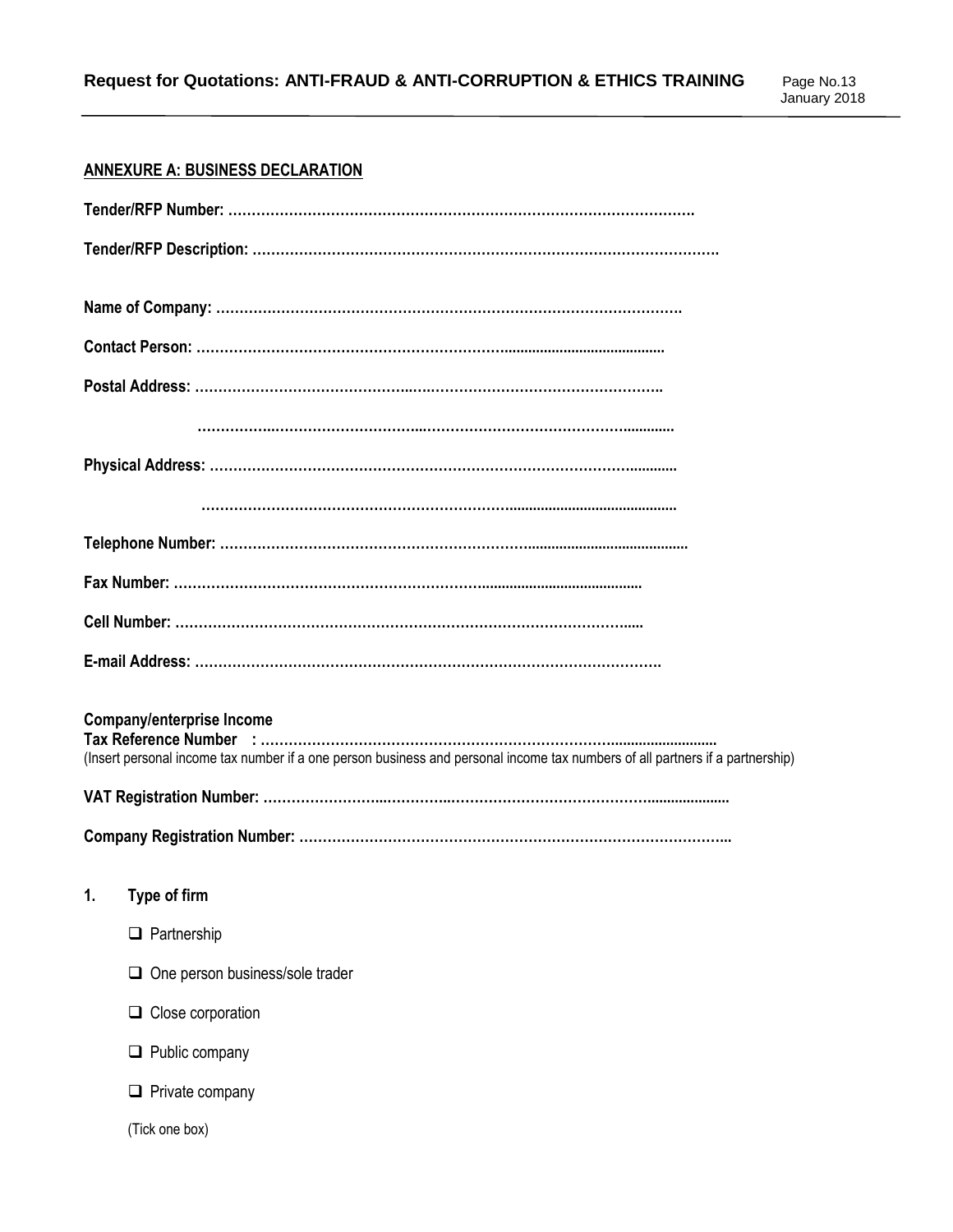**ANNEXURE A: BUSINESS DECLARATION**

**Tender/RFP Number: ……………………………………………………………………………………….**

**Tender/RFP Description: ……………………………………………………………………………………….**

**Name of Company: ……………………………………………………………………………………….**

**Contact Person: ……………………………………………………………........................................**

**Postal Address: ……………………………………….………………………………………………..**

**……………….………………………….…..…………………………………………............**

**Physical Address: ……………………………………………………………………………….............**

**…………………………………………………………………............................................**

**Telephone Number: ……………………………………………………………........................................**

**Fax Number: ……………………………………………………………........................................**

**Cell Number: ……………………………………………………………………………………......**

**E-mail Address: ……………………………………………………………………………………….**

**Company/enterprise Income**
**Tax Reference Number : …………………………………………………………………..........................**
(Insert personal income tax number if a one person business and personal income tax numbers of all partners if a partnership)

**VAT Registration Number: ……………………..………….…………………………………….....................**

**Company Registration Number: ………………………………………………………………………………..**

1. **Type of firm**

   - ☐ Partnership
   - ☐ One person business/sole trader
   - ☐ Close corporation
   - ☐ Public company
   - ☐ Private company

   (Tick one box)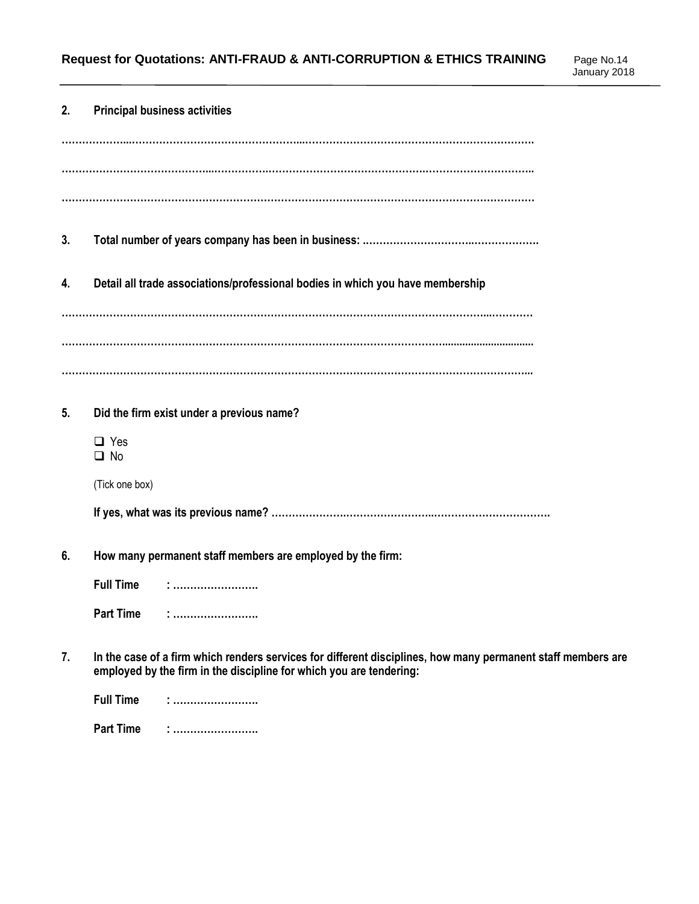**2. Principal business activities**

……………………………………………………………………………………………………………………………

……………………………………………………………………………………………………………………………

……………………………………………………………………………………………………………………………

**3. Total number of years company has been in business: ……………………………………………………**

**4. Detail all trade associations/professional bodies in which you have membership**

……………………………………………………………………………………………………………………………

……………………………………………………………………………………………………………………………

……………………………………………………………………………………………………………………………

**5. Did the firm exist under a previous name?**

- ❑ Yes
- ❑ No

(Tick one box)

**If yes, what was its previous name? ……………………………………………………………………………**

**6. How many permanent staff members are employed by the firm:**

**Full Time : …………………….**

**Part Time : …………………….**

**7. In the case of a firm which renders services for different disciplines, how many permanent staff members are employed by the firm in the discipline for which you are tendering:**

**Full Time : …………………….**

**Part Time : …………………….**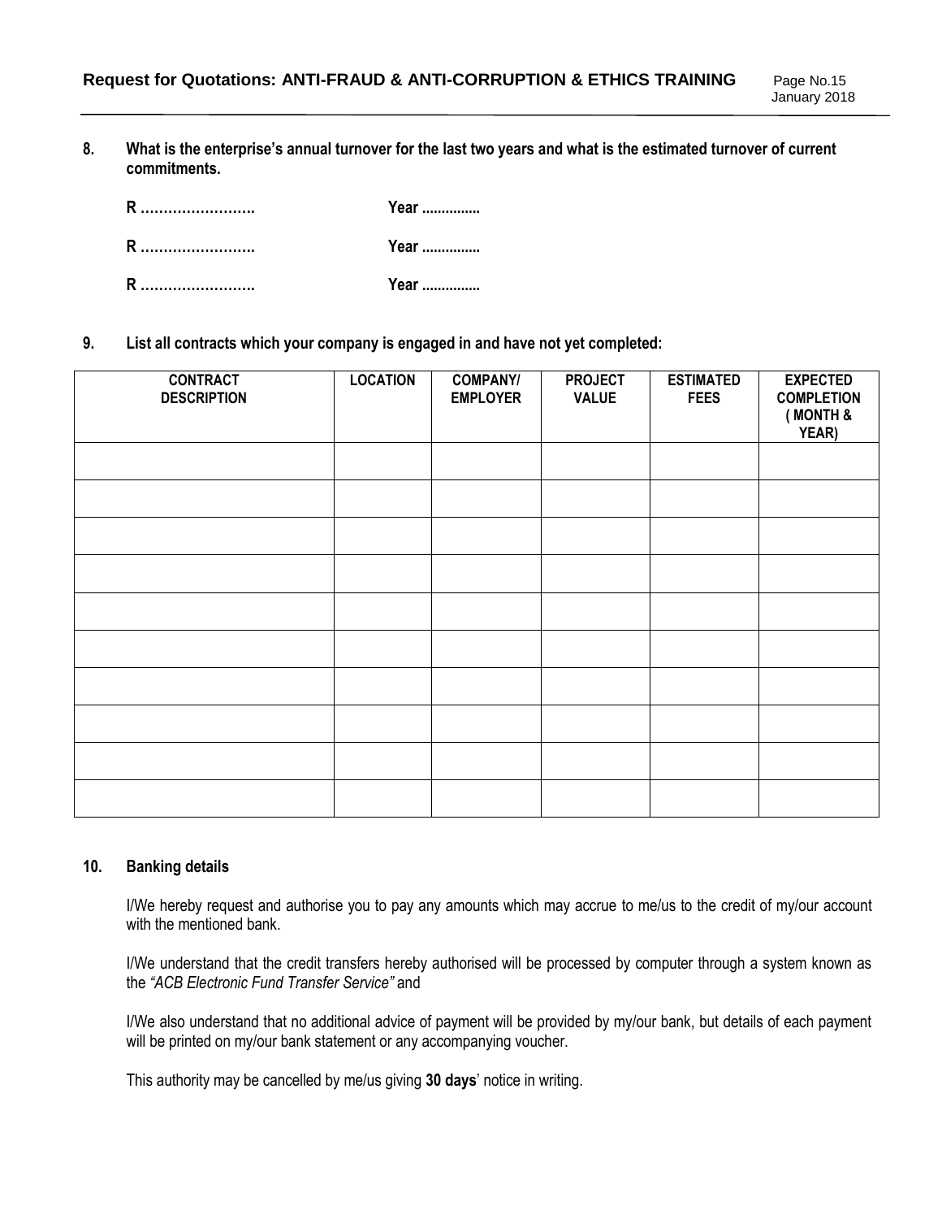**8. What is the enterprise's annual turnover for the last two years and what is the estimated turnover of current commitments.**

**R ……………………. Year ...............**

**R ……………………. Year ...............**

**R ……………………. Year ...............**

**9. List all contracts which your company is engaged in and have not yet completed:**

| CONTRACT DESCRIPTION | LOCATION | COMPANY/ EMPLOYER | PROJECT VALUE | ESTIMATED FEES | EXPECTED COMPLETION ( MONTH & YEAR) |
|---|---|---|---|---|---|
| | | | | | |
| | | | | | |
| | | | | | |
| | | | | | |
| | | | | | |
| | | | | | |
| | | | | | |
| | | | | | |
| | | | | | |
| | | | | | |

**10. Banking details**

I/We hereby request and authorise you to pay any amounts which may accrue to me/us to the credit of my/our account with the mentioned bank.

I/We understand that the credit transfers hereby authorised will be processed by computer through a system known as the *"ACB Electronic Fund Transfer Service"* and

I/We also understand that no additional advice of payment will be provided by my/our bank, but details of each payment will be printed on my/our bank statement or any accompanying voucher.

This authority may be cancelled by me/us giving **30 days**' notice in writing.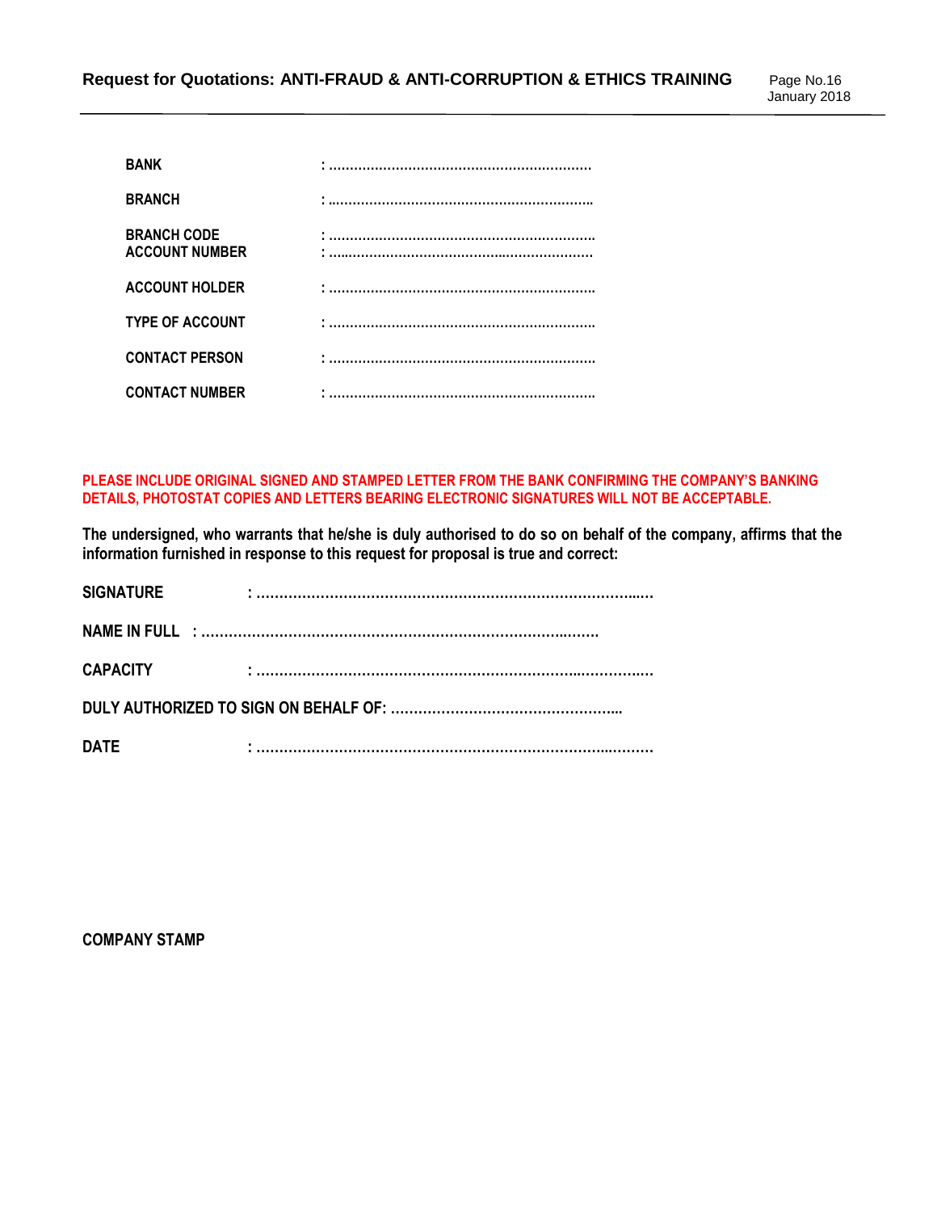**BANK** : …………………………………………………………

**BRANCH** : …………………………………………………………

**BRANCH CODE** : …………………………………………………………

**ACCOUNT NUMBER** : …………………………………………………………

**ACCOUNT HOLDER** : …………………………………………………………

**TYPE OF ACCOUNT** : …………………………………………………………

**CONTACT PERSON** : …………………………………………………………

**CONTACT NUMBER** : …………………………………………………………

**PLEASE INCLUDE ORIGINAL SIGNED AND STAMPED LETTER FROM THE BANK CONFIRMING THE COMPANY'S BANKING DETAILS, PHOTOSTAT COPIES AND LETTERS BEARING ELECTRONIC SIGNATURES WILL NOT BE ACCEPTABLE.**

**The undersigned, who warrants that he/she is duly authorised to do so on behalf of the company, affirms that the information furnished in response to this request for proposal is true and correct:**

**SIGNATURE** : ………………………………………………………………………………

**NAME IN FULL** : ………………………………………………………………………………

**CAPACITY** : ………………………………………………………………………………

**DULY AUTHORIZED TO SIGN ON BEHALF OF:** …………………………………………………

**DATE** : ………………………………………………………………………………

**COMPANY STAMP**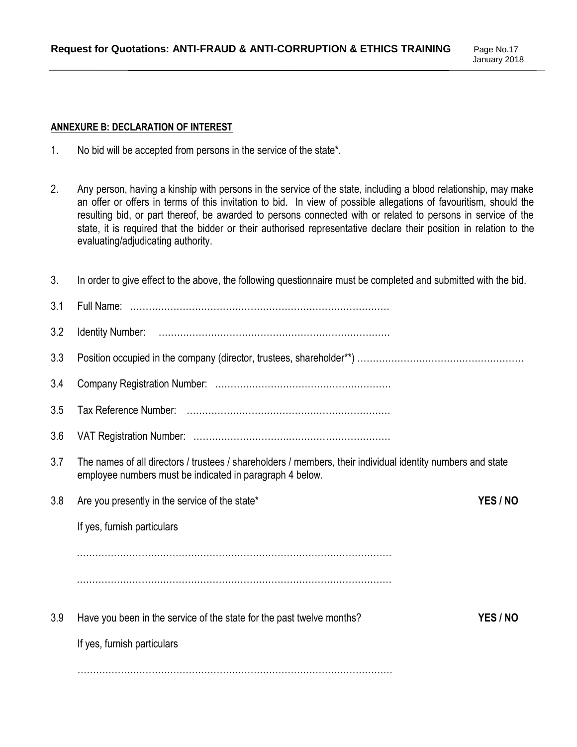**ANNEXURE B: DECLARATION OF INTEREST**

1. No bid will be accepted from persons in the service of the state*.

2. Any person, having a kinship with persons in the service of the state, including a blood relationship, may make an offer or offers in terms of this invitation to bid. In view of possible allegations of favouritism, should the resulting bid, or part thereof, be awarded to persons connected with or related to persons in service of the state, it is required that the bidder or their authorised representative declare their position in relation to the evaluating/adjudicating authority.

3. In order to give effect to the above, the following questionnaire must be completed and submitted with the bid.

3.1 Full Name: ………………………………………………………………………….

3.2 Identity Number: …………………………………………………………………

3.3 Position occupied in the company (director, trustees, shareholder**) ………………………………………………

3.4 Company Registration Number: …………………………………………………

3.5 Tax Reference Number: …………………………………………………………

3.6 VAT Registration Number: ………………………………………………………

3.7 The names of all directors / trustees / shareholders / members, their individual identity numbers and state employee numbers must be indicated in paragraph 4 below.

3.8 Are you presently in the service of the state* **YES / NO**

If yes, furnish particulars

……………………………………………………………………………………………

……………………………………………………………………………………………

3.9 Have you been in the service of the state for the past twelve months? **YES / NO**

If yes, furnish particulars

……………………………………………………………………………………………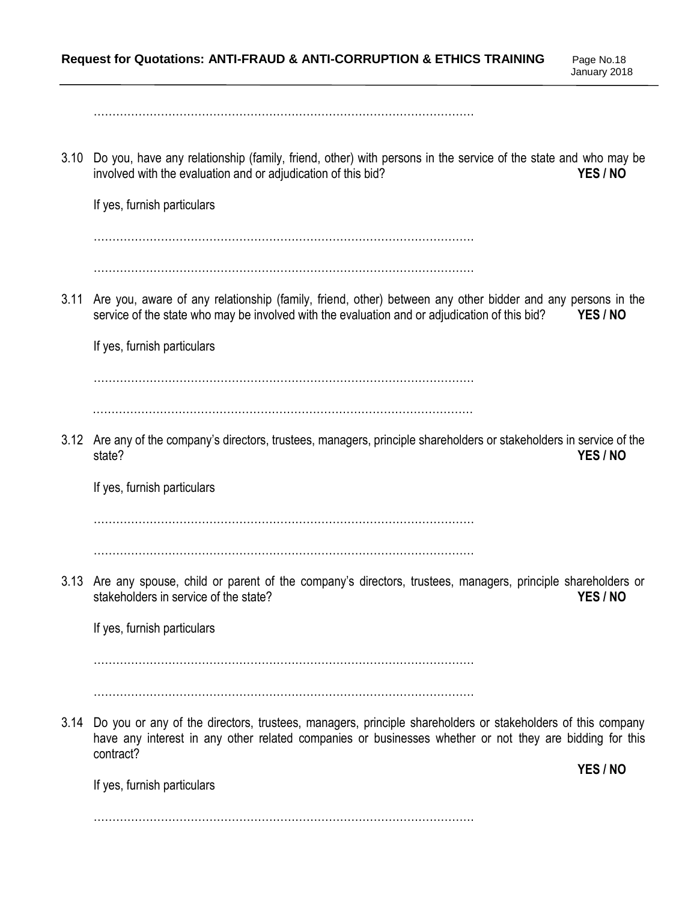…………………………………………………………………………………………

3.10 Do you, have any relationship (family, friend, other) with persons in the service of the state and who may be involved with the evaluation and or adjudication of this bid? **YES / NO**

If yes, furnish particulars

…………………………………………………………………………………………

…………………………………………………………………………………………

3.11 Are you, aware of any relationship (family, friend, other) between any other bidder and any persons in the service of the state who may be involved with the evaluation and or adjudication of this bid? **YES / NO**

If yes, furnish particulars

…………………………………………………………………………………………

…………………………………………………………………………………………

3.12 Are any of the company's directors, trustees, managers, principle shareholders or stakeholders in service of the state? **YES / NO**

If yes, furnish particulars

…………………………………………………………………………………………

…………………………………………………………………………………………

3.13 Are any spouse, child or parent of the company's directors, trustees, managers, principle shareholders or stakeholders in service of the state? **YES / NO**

If yes, furnish particulars

…………………………………………………………………………………………

…………………………………………………………………………………………

3.14 Do you or any of the directors, trustees, managers, principle shareholders or stakeholders of this company have any interest in any other related companies or businesses whether or not they are bidding for this contract? **YES / NO**

If yes, furnish particulars

…………………………………………………………………………………………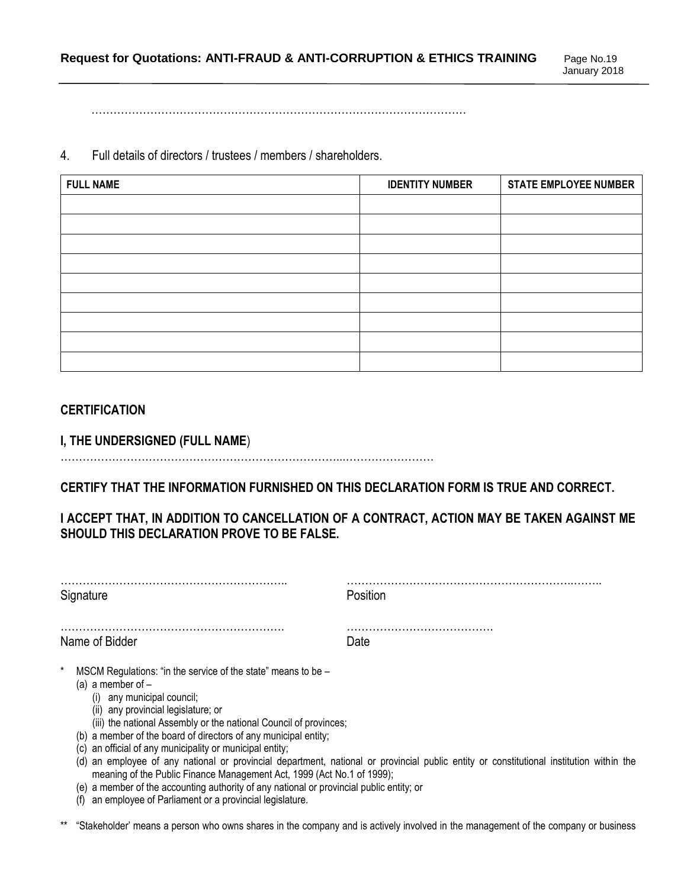……………………………………………………………………………………………

4. Full details of directors / trustees / members / shareholders.

| FULL NAME | IDENTITY NUMBER | STATE EMPLOYEE NUMBER |
|---|---|---|
| | | |
| | | |
| | | |
| | | |
| | | |
| | | |
| | | |
| | | |
| | | |

**CERTIFICATION**

**I, THE UNDERSIGNED (FULL NAME**)
…………………………………………………………………...……………………

**CERTIFY THAT THE INFORMATION FURNISHED ON THIS DECLARATION FORM IS TRUE AND CORRECT.**

**I ACCEPT THAT, IN ADDITION TO CANCELLATION OF A CONTRACT, ACTION MAY BE TAKEN AGAINST ME SHOULD THIS DECLARATION PROVE TO BE FALSE.**

……………………………………………………..
Signature

……………………………………………………..……..
Position

…………………………………………………….
Name of Bidder

…………………………………
Date

\* MSCM Regulations: "in the service of the state" means to be –
- (a) a member of –
  - (i) any municipal council;
  - (ii) any provincial legislature; or
  - (iii) the national Assembly or the national Council of provinces;
- (b) a member of the board of directors of any municipal entity;
- (c) an official of any municipality or municipal entity;
- (d) an employee of any national or provincial department, national or provincial public entity or constitutional institution within the meaning of the Public Finance Management Act, 1999 (Act No.1 of 1999);
- (e) a member of the accounting authority of any national or provincial public entity; or
- (f) an employee of Parliament or a provincial legislature.

\*\* "Stakeholder' means a person who owns shares in the company and is actively involved in the management of the company or business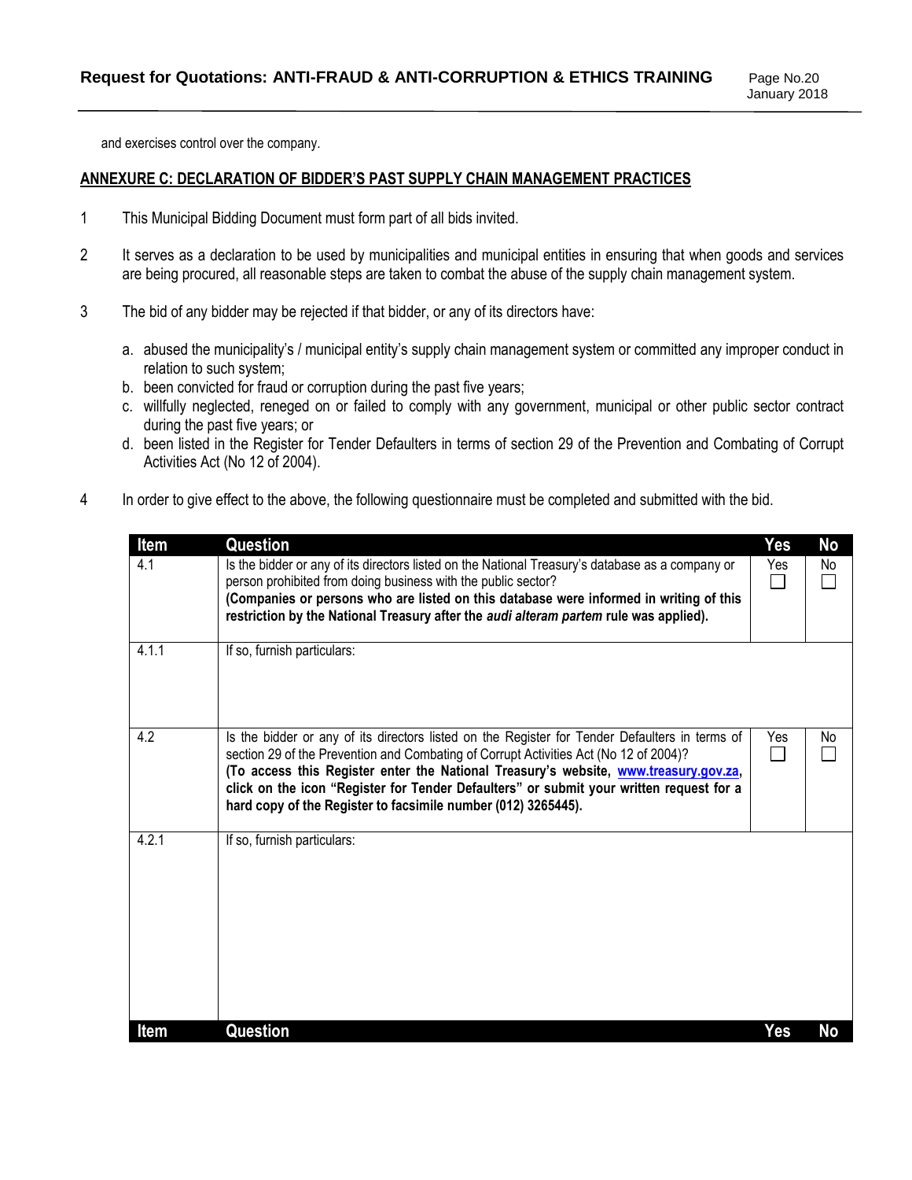and exercises control over the company.

## ANNEXURE C: DECLARATION OF BIDDER'S PAST SUPPLY CHAIN MANAGEMENT PRACTICES

1. This Municipal Bidding Document must form part of all bids invited.

2. It serves as a declaration to be used by municipalities and municipal entities in ensuring that when goods and services are being procured, all reasonable steps are taken to combat the abuse of the supply chain management system.

3. The bid of any bidder may be rejected if that bidder, or any of its directors have:

   a. abused the municipality's / municipal entity's supply chain management system or committed any improper conduct in relation to such system;
   b. been convicted for fraud or corruption during the past five years;
   c. willfully neglected, reneged on or failed to comply with any government, municipal or other public sector contract during the past five years; or
   d. been listed in the Register for Tender Defaulters in terms of section 29 of the Prevention and Combating of Corrupt Activities Act (No 12 of 2004).

4. In order to give effect to the above, the following questionnaire must be completed and submitted with the bid.

| Item | Question | Yes | No |
|---|---|---|---|
| 4.1 | Is the bidder or any of its directors listed on the National Treasury's database as a company or person prohibited from doing business with the public sector? **(Companies or persons who are listed on this database were informed in writing of this restriction by the National Treasury after the *audi alteram partem* rule was applied).** | Yes ☐ | No ☐ |
| 4.1.1 | If so, furnish particulars: | | |
| 4.2 | Is the bidder or any of its directors listed on the Register for Tender Defaulters in terms of section 29 of the Prevention and Combating of Corrupt Activities Act (No 12 of 2004)? **(To access this Register enter the National Treasury's website, www.treasury.gov.za, click on the icon "Register for Tender Defaulters" or submit your written request for a hard copy of the Register to facsimile number (012) 3265445).** | Yes ☐ | No ☐ |
| 4.2.1 | If so, furnish particulars: | | |
| **Item** | **Question** | **Yes** | **No** |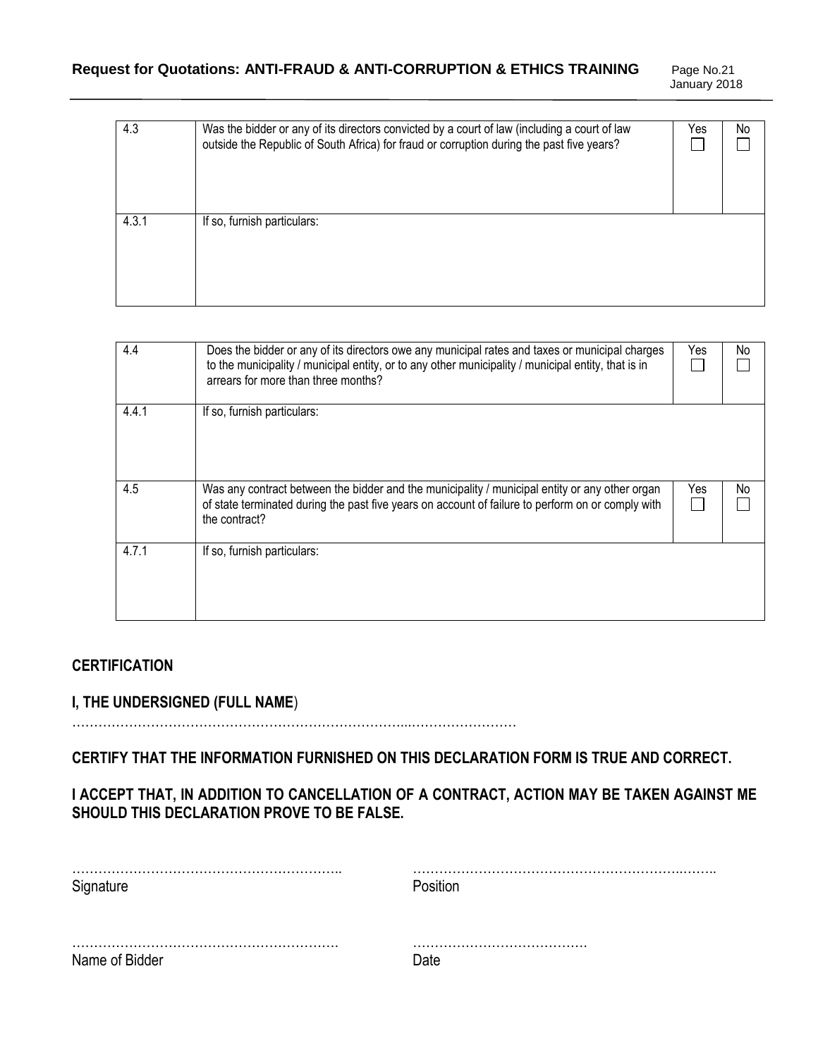| 4.3 | Was the bidder or any of its directors convicted by a court of law (including a court of law outside the Republic of South Africa) for fraud or corruption during the past five years? | Yes ☐ | No ☐ |
|---|---|---|---|
| 4.3.1 | If so, furnish particulars: | | |

| 4.4 | Does the bidder or any of its directors owe any municipal rates and taxes or municipal charges to the municipality / municipal entity, or to any other municipality / municipal entity, that is in arrears for more than three months? | Yes ☐ | No ☐ |
|---|---|---|---|
| 4.4.1 | If so, furnish particulars: | | |
| 4.5 | Was any contract between the bidder and the municipality / municipal entity or any other organ of state terminated during the past five years on account of failure to perform on or comply with the contract? | Yes ☐ | No ☐ |
| 4.7.1 | If so, furnish particulars: | | |

**CERTIFICATION**

**I, THE UNDERSIGNED (FULL NAME**)

…………………………………………………………………...……………………

**CERTIFY THAT THE INFORMATION FURNISHED ON THIS DECLARATION FORM IS TRUE AND CORRECT.**

**I ACCEPT THAT, IN ADDITION TO CANCELLATION OF A CONTRACT, ACTION MAY BE TAKEN AGAINST ME SHOULD THIS DECLARATION PROVE TO BE FALSE.**

…………………………………………………….. ……………………………………………………..……..
Signature Position

……………………………………………………. …………………………………
Name of Bidder Date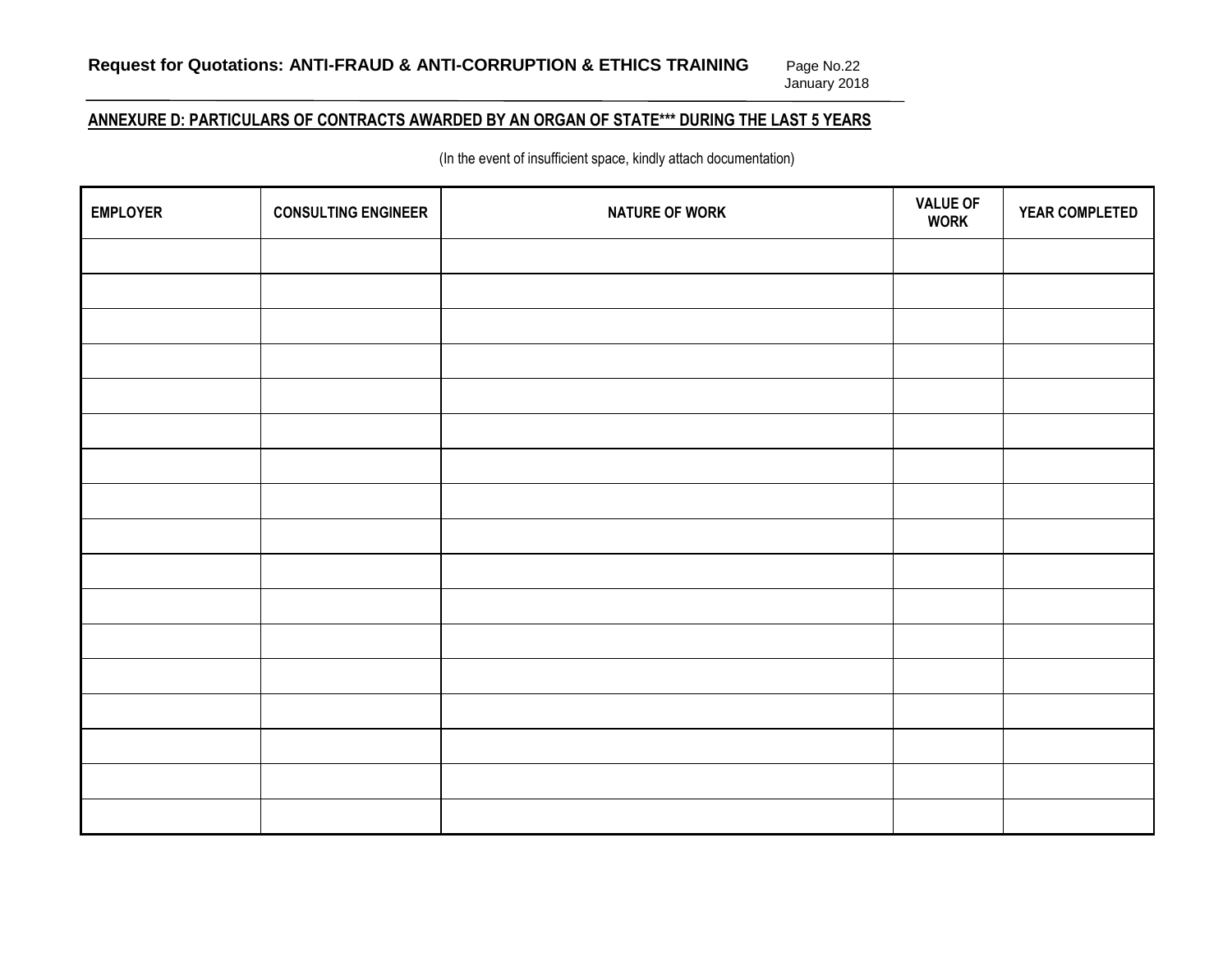## ANNEXURE D: PARTICULARS OF CONTRACTS AWARDED BY AN ORGAN OF STATE*** DURING THE LAST 5 YEARS

(In the event of insufficient space, kindly attach documentation)

| EMPLOYER | CONSULTING ENGINEER | NATURE OF WORK | VALUE OF WORK | YEAR COMPLETED |
|---|---|---|---|---|
| | | | | |
| | | | | |
| | | | | |
| | | | | |
| | | | | |
| | | | | |
| | | | | |
| | | | | |
| | | | | |
| | | | | |
| | | | | |
| | | | | |
| | | | | |
| | | | | |
| | | | | |
| | | | | |
| | | | | |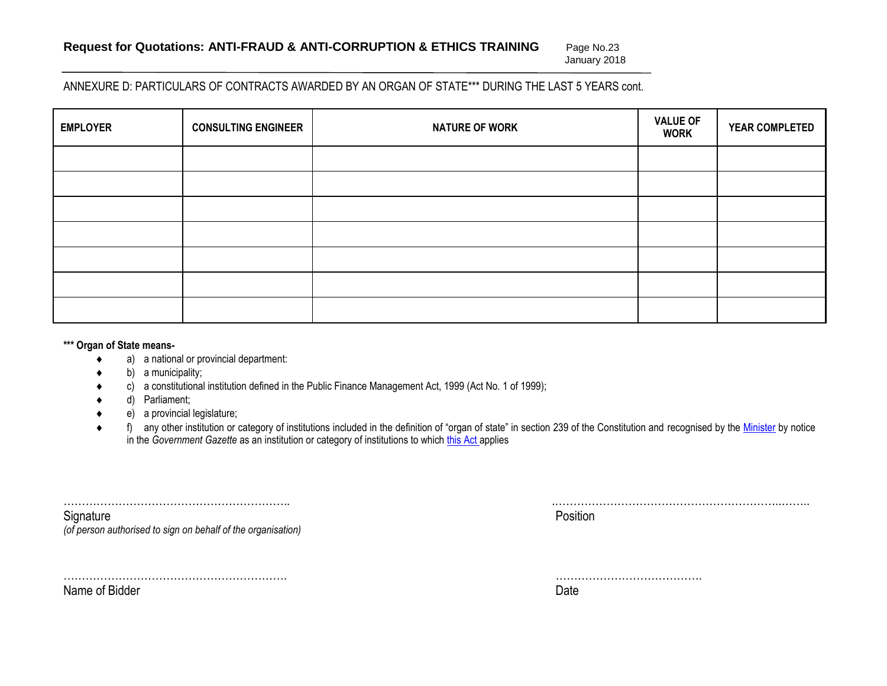ANNEXURE D: PARTICULARS OF CONTRACTS AWARDED BY AN ORGAN OF STATE*** DURING THE LAST 5 YEARS cont.

| EMPLOYER | CONSULTING ENGINEER | NATURE OF WORK | VALUE OF WORK | YEAR COMPLETED |
|---|---|---|---|---|
| | | | | |
| | | | | |
| | | | | |
| | | | | |
| | | | | |
| | | | | |
| | | | | |

**\*\*\* Organ of State means-**

- a) a national or provincial department:
- b) a municipality;
- c) a constitutional institution defined in the Public Finance Management Act, 1999 (Act No. 1 of 1999);
- d) Parliament;
- e) a provincial legislature;
- f) any other institution or category of institutions included in the definition of "organ of state" in section 239 of the Constitution and recognised by the Minister by notice in the *Government Gazette* as an institution or category of institutions to which this Act applies

………………………………………………………..
Signature
*(of person authorised to sign on behalf of the organisation)*

…………………………………………………………..
Position

……………………………………………………….
Name of Bidder

………………………………….
Date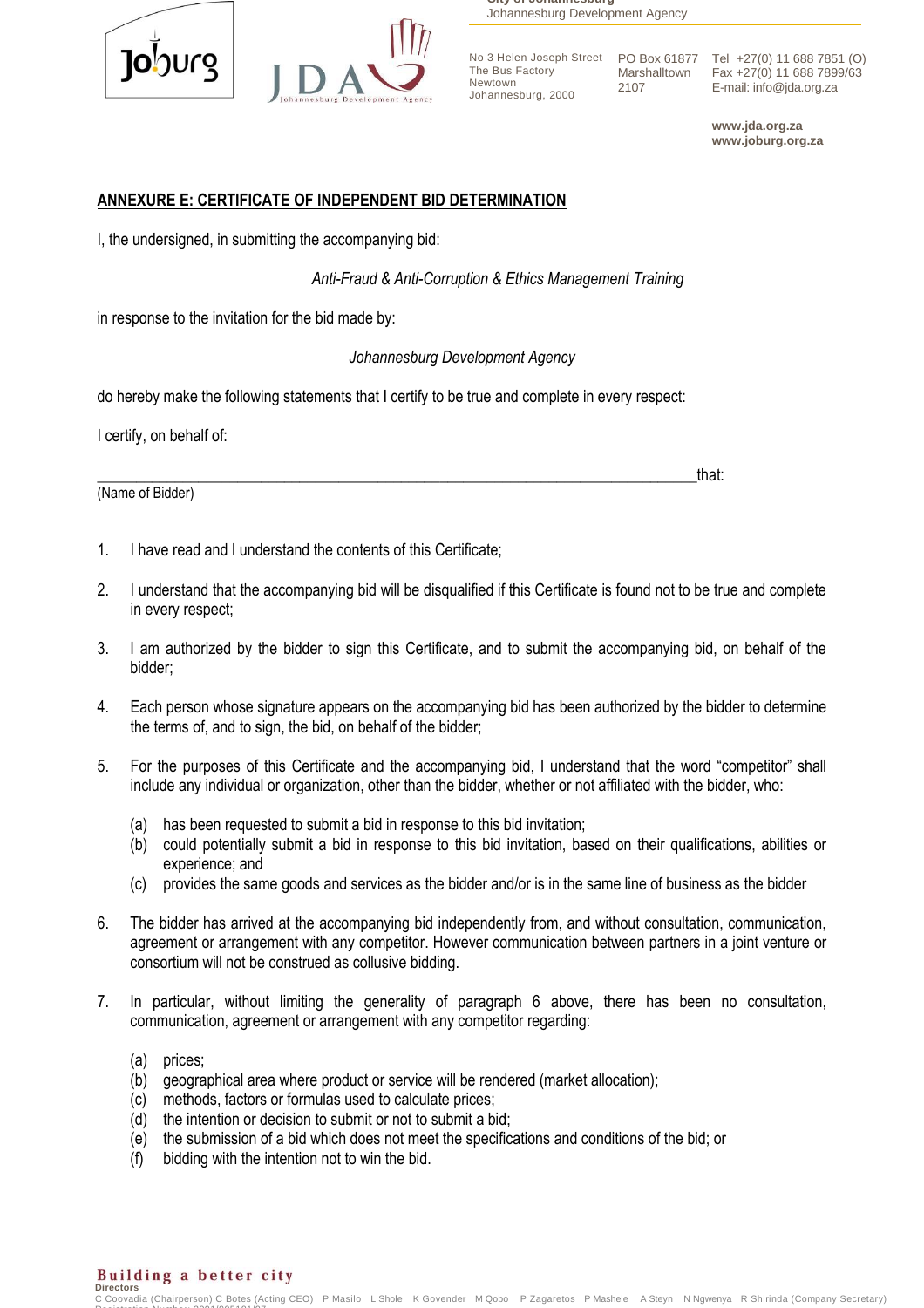## ANNEXURE E: CERTIFICATE OF INDEPENDENT BID DETERMINATION

I, the undersigned, in submitting the accompanying bid:

*Anti-Fraud & Anti-Corruption & Ethics Management Training*

in response to the invitation for the bid made by:

*Johannesburg Development Agency*

do hereby make the following statements that I certify to be true and complete in every respect:

I certify, on behalf of:

\_\_\_\_\_\_\_\_\_\_\_\_\_\_\_\_\_\_\_\_\_\_\_\_\_\_\_\_\_\_\_\_\_\_\_\_\_\_\_\_\_\_\_\_\_\_\_\_\_\_\_\_\_\_\_\_\_\_\_\_\_\_\_\_\_\_that:

(Name of Bidder)

1. I have read and I understand the contents of this Certificate;

2. I understand that the accompanying bid will be disqualified if this Certificate is found not to be true and complete in every respect;

3. I am authorized by the bidder to sign this Certificate, and to submit the accompanying bid, on behalf of the bidder;

4. Each person whose signature appears on the accompanying bid has been authorized by the bidder to determine the terms of, and to sign, the bid, on behalf of the bidder;

5. For the purposes of this Certificate and the accompanying bid, I understand that the word "competitor" shall include any individual or organization, other than the bidder, whether or not affiliated with the bidder, who:
   - (a) has been requested to submit a bid in response to this bid invitation;
   - (b) could potentially submit a bid in response to this bid invitation, based on their qualifications, abilities or experience; and
   - (c) provides the same goods and services as the bidder and/or is in the same line of business as the bidder

6. The bidder has arrived at the accompanying bid independently from, and without consultation, communication, agreement or arrangement with any competitor. However communication between partners in a joint venture or consortium will not be construed as collusive bidding.

7. In particular, without limiting the generality of paragraph 6 above, there has been no consultation, communication, agreement or arrangement with any competitor regarding:
   - (a) prices;
   - (b) geographical area where product or service will be rendered (market allocation);
   - (c) methods, factors or formulas used to calculate prices;
   - (d) the intention or decision to submit or not to submit a bid;
   - (e) the submission of a bid which does not meet the specifications and conditions of the bid; or
   - (f) bidding with the intention not to win the bid.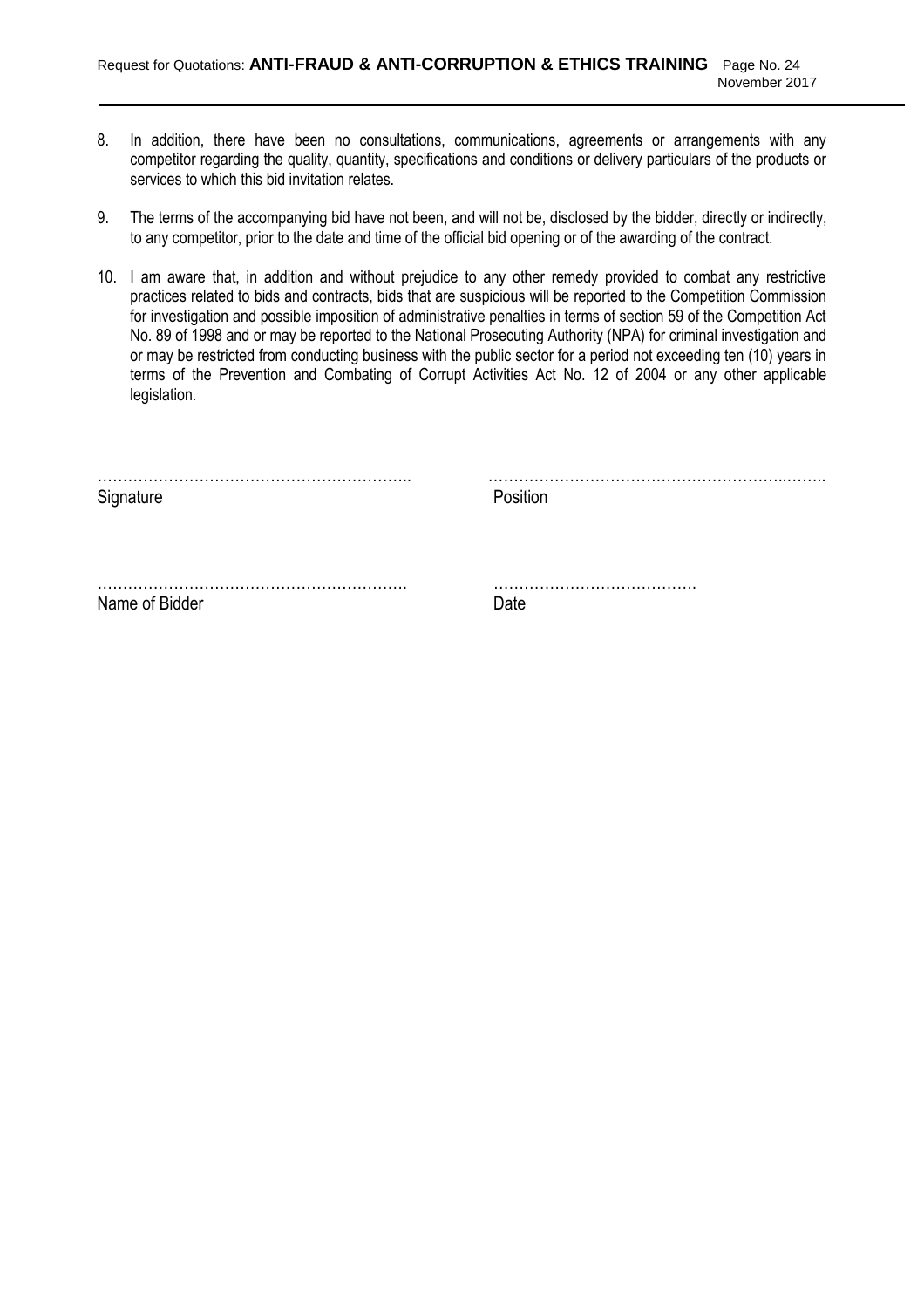8. In addition, there have been no consultations, communications, agreements or arrangements with any competitor regarding the quality, quantity, specifications and conditions or delivery particulars of the products or services to which this bid invitation relates.

9. The terms of the accompanying bid have not been, and will not be, disclosed by the bidder, directly or indirectly, to any competitor, prior to the date and time of the official bid opening or of the awarding of the contract.

10. I am aware that, in addition and without prejudice to any other remedy provided to combat any restrictive practices related to bids and contracts, bids that are suspicious will be reported to the Competition Commission for investigation and possible imposition of administrative penalties in terms of section 59 of the Competition Act No. 89 of 1998 and or may be reported to the National Prosecuting Authority (NPA) for criminal investigation and or may be restricted from conducting business with the public sector for a period not exceeding ten (10) years in terms of the Prevention and Combating of Corrupt Activities Act No. 12 of 2004 or any other applicable legislation.

………………………………………………….. ……………………………………………………..……..

Signature Position

……………………………………………………. ………………………………….

Name of Bidder Date